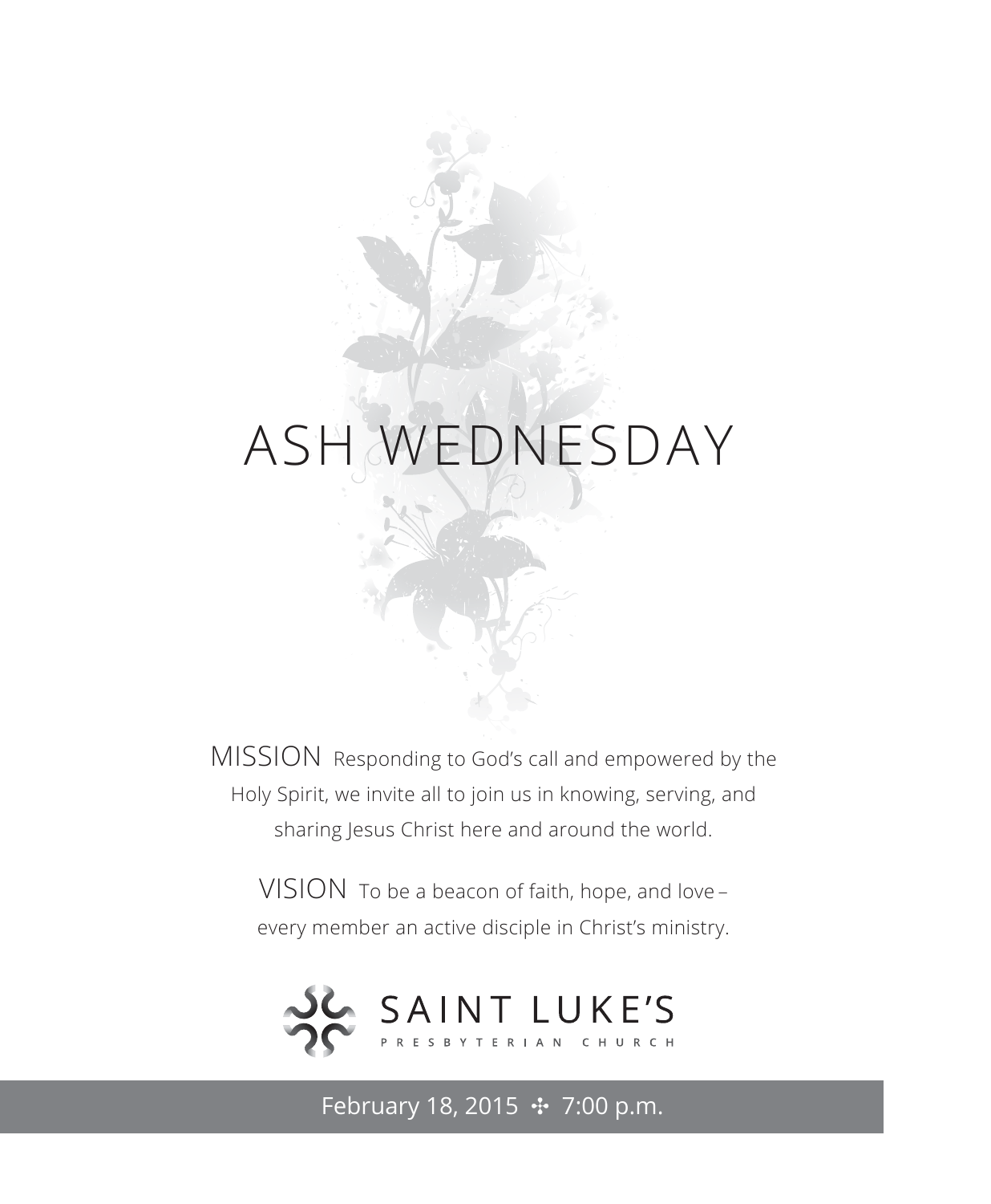# ASH WEDNESDAY

MISSION Responding to God's call and empowered by the Holy Spirit, we invite all to join us in knowing, serving, and sharing Jesus Christ here and around the world.

VISION To be a beacon of faith, hope, and love – every member an active disciple in Christ's ministry.

SAINT LUKE'S
PRESBYTERIAN CHURCH

February 18, 2015 ✣ 7:00 p.m.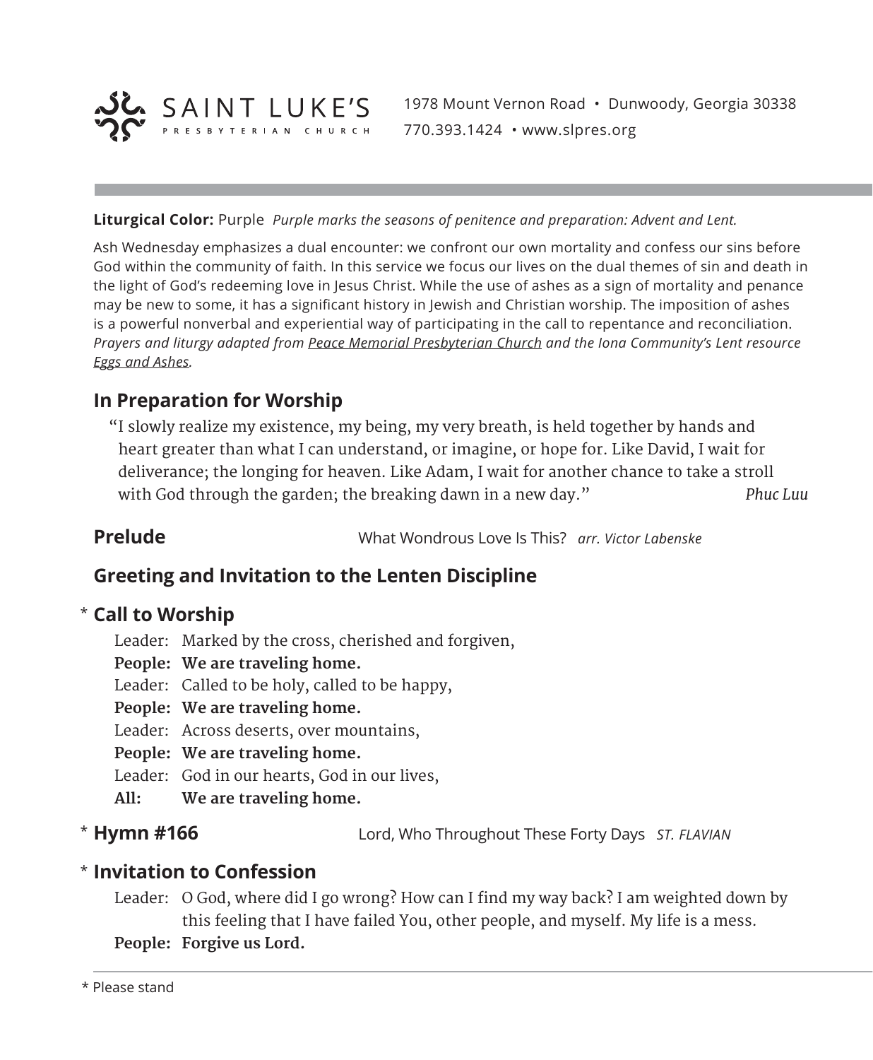SAINT LUKE'S PRESBYTERIAN CHURCH

1978 Mount Vernon Road • Dunwoody, Georgia 30338
770.393.1424 • www.slpres.org

**Liturgical Color:** Purple *Purple marks the seasons of penitence and preparation: Advent and Lent.*

Ash Wednesday emphasizes a dual encounter: we confront our own mortality and confess our sins before God within the community of faith. In this service we focus our lives on the dual themes of sin and death in the light of God's redeeming love in Jesus Christ. While the use of ashes as a sign of mortality and penance may be new to some, it has a significant history in Jewish and Christian worship. The imposition of ashes is a powerful nonverbal and experiential way of participating in the call to repentance and reconciliation. *Prayers and liturgy adapted from Peace Memorial Presbyterian Church and the Iona Community's Lent resource Eggs and Ashes.*

## In Preparation for Worship

"I slowly realize my existence, my being, my very breath, is held together by hands and heart greater than what I can understand, or imagine, or hope for. Like David, I wait for deliverance; the longing for heaven. Like Adam, I wait for another chance to take a stroll with God through the garden; the breaking dawn in a new day." *Phuc Luu*

## Prelude

What Wondrous Love Is This? *arr. Victor Labenske*

## Greeting and Invitation to the Lenten Discipline

## * Call to Worship

Leader: Marked by the cross, cherished and forgiven,
**People: We are traveling home.**
Leader: Called to be holy, called to be happy,
**People: We are traveling home.**
Leader: Across deserts, over mountains,
**People: We are traveling home.**
Leader: God in our hearts, God in our lives,
**All: We are traveling home.**

## * Hymn #166

Lord, Who Throughout These Forty Days *ST. FLAVIAN*

## * Invitation to Confession

Leader: O God, where did I go wrong? How can I find my way back? I am weighted down by this feeling that I have failed You, other people, and myself. My life is a mess.
**People: Forgive us Lord.**

\* Please stand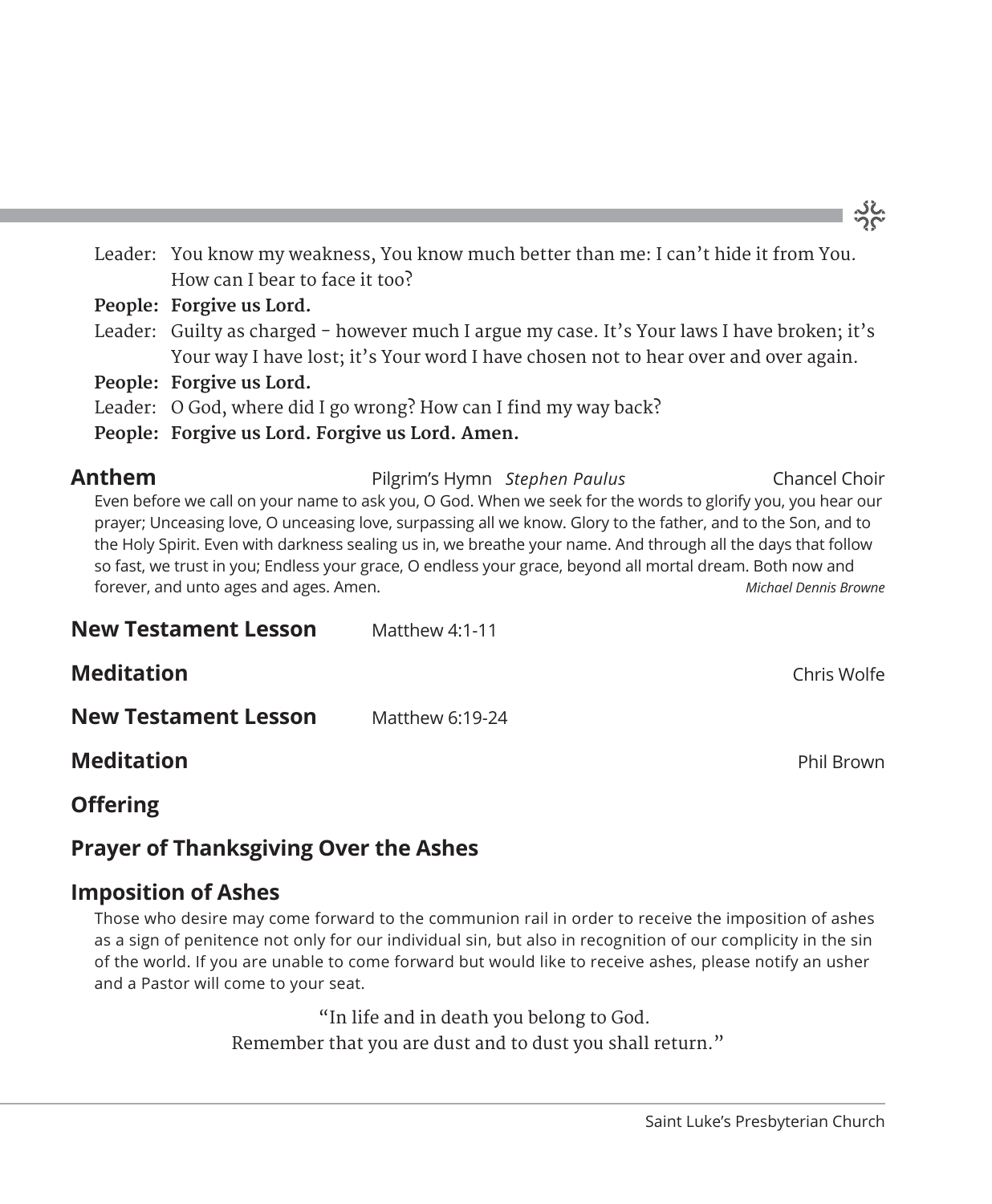Leader: You know my weakness, You know much better than me: I can't hide it from You. How can I bear to face it too?

**People: Forgive us Lord.**

Leader: Guilty as charged – however much I argue my case. It's Your laws I have broken; it's Your way I have lost; it's Your word I have chosen not to hear over and over again.

**People: Forgive us Lord.**

Leader: O God, where did I go wrong? How can I find my way back?

**People: Forgive us Lord. Forgive us Lord. Amen.**

## Anthem — Pilgrim's Hymn *Stephen Paulus* — Chancel Choir

Even before we call on your name to ask you, O God. When we seek for the words to glorify you, you hear our prayer; Unceasing love, O unceasing love, surpassing all we know. Glory to the father, and to the Son, and to the Holy Spirit. Even with darkness sealing us in, we breathe your name. And through all the days that follow so fast, we trust in you; Endless your grace, O endless your grace, beyond all mortal dream. Both now and forever, and unto ages and ages. Amen. *Michael Dennis Browne*

## New Testament Lesson — Matthew 4:1-11

## Meditation — Chris Wolfe

## New Testament Lesson — Matthew 6:19-24

## Meditation — Phil Brown

## Offering

## Prayer of Thanksgiving Over the Ashes

## Imposition of Ashes

Those who desire may come forward to the communion rail in order to receive the imposition of ashes as a sign of penitence not only for our individual sin, but also in recognition of our complicity in the sin of the world. If you are unable to come forward but would like to receive ashes, please notify an usher and a Pastor will come to your seat.

"In life and in death you belong to God.
Remember that you are dust and to dust you shall return."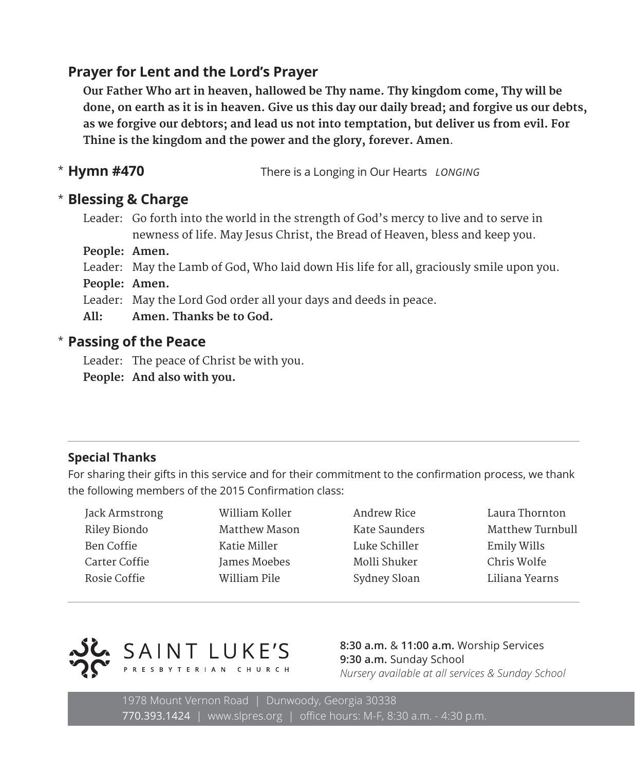## Prayer for Lent and the Lord's Prayer

**Our Father Who art in heaven, hallowed be Thy name. Thy kingdom come, Thy will be done, on earth as it is in heaven. Give us this day our daily bread; and forgive us our debts, as we forgive our debtors; and lead us not into temptation, but deliver us from evil. For Thine is the kingdom and the power and the glory, forever. Amen**.

* **Hymn #470** There is a Longing in Our Hearts *LONGING*

## * Blessing & Charge

Leader: Go forth into the world in the strength of God's mercy to live and to serve in newness of life. May Jesus Christ, the Bread of Heaven, bless and keep you.

**People: Amen.**

Leader: May the Lamb of God, Who laid down His life for all, graciously smile upon you.

**People: Amen.**

Leader: May the Lord God order all your days and deeds in peace.

**All: Amen. Thanks be to God.**

## * Passing of the Peace

Leader: The peace of Christ be with you.

**People: And also with you.**

---

### Special Thanks

For sharing their gifts in this service and for their commitment to the confirmation process, we thank the following members of the 2015 Confirmation class:

| | | | |
|---|---|---|---|
| Jack Armstrong | William Koller | Andrew Rice | Laura Thornton |
| Riley Biondo | Matthew Mason | Kate Saunders | Matthew Turnbull |
| Ben Coffie | Katie Miller | Luke Schiller | Emily Wills |
| Carter Coffie | James Moebes | Molli Shuker | Chris Wolfe |
| Rosie Coffie | William Pile | Sydney Sloan | Liliana Yearns |

---

SAINT LUKE'S
PRESBYTERIAN CHURCH

**8:30 a.m.** & **11:00 a.m.** Worship Services
**9:30 a.m.** Sunday School
*Nursery available at all services & Sunday School*

1978 Mount Vernon Road | Dunwoody, Georgia 30338
770.393.1424 | www.slpres.org | office hours: M-F, 8:30 a.m. - 4:30 p.m.